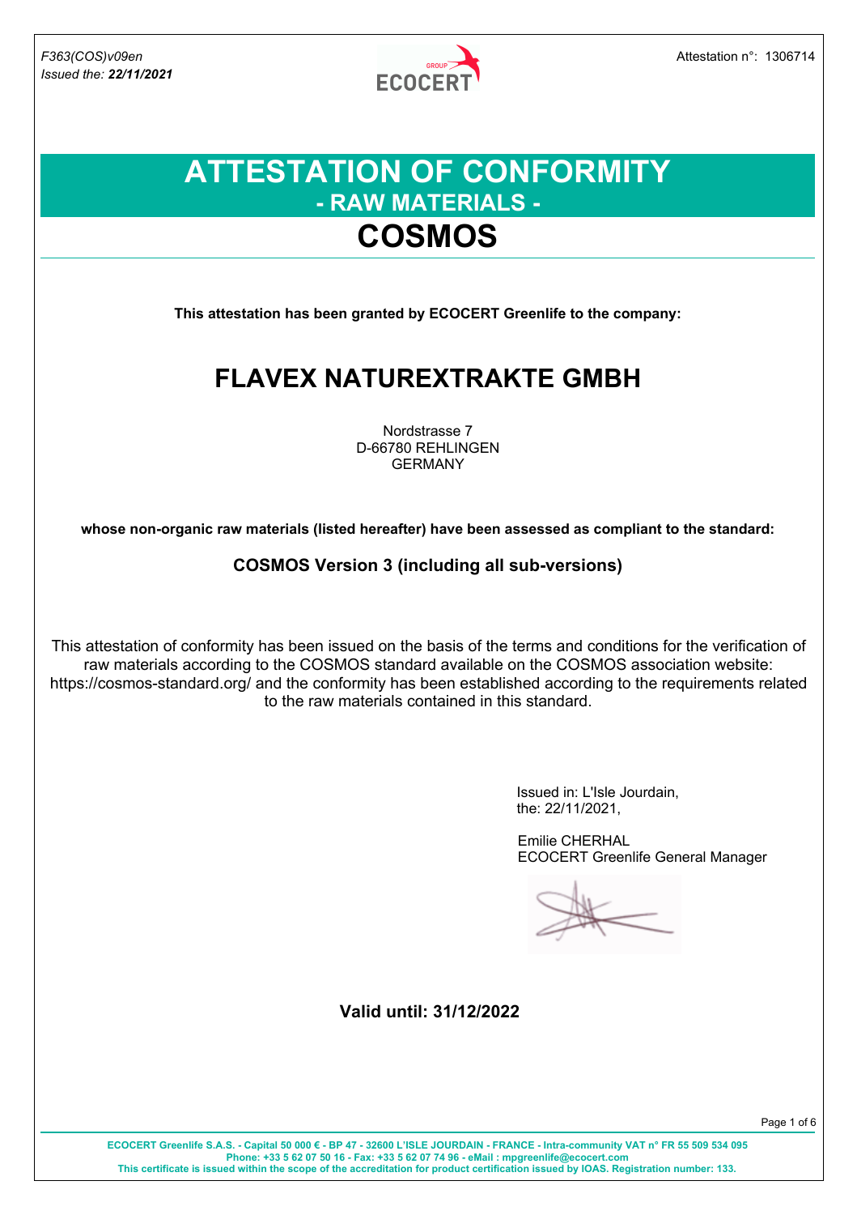*F363(COS)v09en*
*Issued the:* ***22/11/2021***

Attestation n°: 1306714

# ATTESTATION OF CONFORMITY
## - RAW MATERIALS -
# COSMOS

**This attestation has been granted by ECOCERT Greenlife to the company:**

## FLAVEX NATUREXTRAKTE GMBH

Nordstrasse 7
D-66780 REHLINGEN
GERMANY

**whose non-organic raw materials (listed hereafter) have been assessed as compliant to the standard:**

**COSMOS Version 3 (including all sub-versions)**

This attestation of conformity has been issued on the basis of the terms and conditions for the verification of raw materials according to the COSMOS standard available on the COSMOS association website: https://cosmos-standard.org/ and the conformity has been established according to the requirements related to the raw materials contained in this standard.

Issued in: L'Isle Jourdain,
the: 22/11/2021,

Emilie CHERHAL
ECOCERT Greenlife General Manager

**Valid until: 31/12/2022**

**ECOCERT Greenlife S.A.S. - Capital 50 000 € - BP 47 - 32600 L'ISLE JOURDAIN - FRANCE - Intra-community VAT n° FR 55 509 534 095**
**Phone: +33 5 62 07 50 16 - Fax: +33 5 62 07 74 96 - eMail : mpgreenlife@ecocert.com**
**This certificate is issued within the scope of the accreditation for product certification issued by IOAS. Registration number: 133.**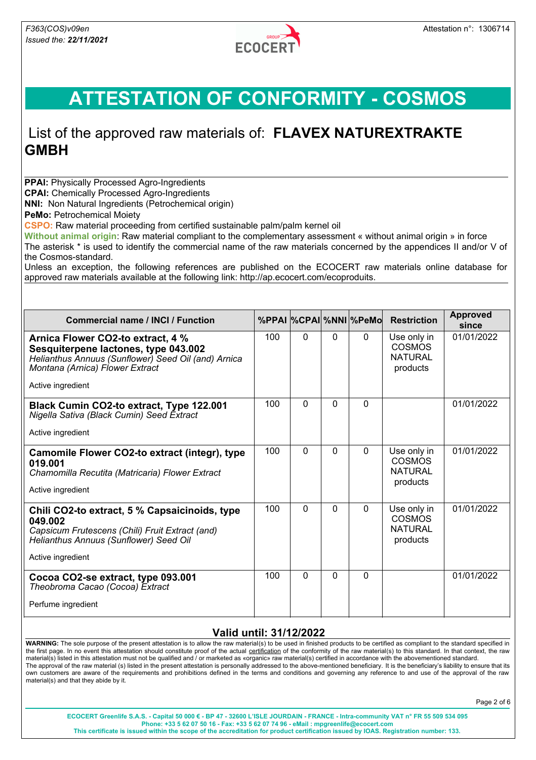F363(COS)v09en
*Issued the: **22/11/2021***

Attestation n°: 1306714

# ATTESTATION OF CONFORMITY - COSMOS

## List of the approved raw materials of: **FLAVEX NATUREXTRAKTE GMBH**

**PPAI:** Physically Processed Agro-Ingredients
**CPAI:** Chemically Processed Agro-Ingredients
**NNI:** Non Natural Ingredients (Petrochemical origin)
**PeMo:** Petrochemical Moiety
**CSPO:** Raw material proceeding from certified sustainable palm/palm kernel oil
**Without animal origin**: Raw material compliant to the complementary assessment « without animal origin » in force
The asterisk * is used to identify the commercial name of the raw materials concerned by the appendices II and/or V of the Cosmos-standard.
Unless an exception, the following references are published on the ECOCERT raw materials online database for approved raw materials available at the following link: http://ap.ecocert.com/ecoproduits.

| Commercial name / INCI / Function | %PPAI | %CPAI | %NNI | %PeMo | Restriction | Approved since |
|---|---|---|---|---|---|---|
| **Arnica Flower CO2-to extract, 4 % Sesquiterpene lactones, type 043.002**<br>*Helianthus Annuus (Sunflower) Seed Oil (and) Arnica Montana (Arnica) Flower Extract*<br>Active ingredient | 100 | 0 | 0 | 0 | Use only in COSMOS NATURAL products | 01/01/2022 |
| **Black Cumin CO2-to extract, Type 122.001**<br>*Nigella Sativa (Black Cumin) Seed Extract*<br>Active ingredient | 100 | 0 | 0 | 0 | | 01/01/2022 |
| **Camomile Flower CO2-to extract (integr), type 019.001**<br>*Chamomilla Recutita (Matricaria) Flower Extract*<br>Active ingredient | 100 | 0 | 0 | 0 | Use only in COSMOS NATURAL products | 01/01/2022 |
| **Chili CO2-to extract, 5 % Capsaicinoids, type 049.002**<br>*Capsicum Frutescens (Chili) Fruit Extract (and) Helianthus Annuus (Sunflower) Seed Oil*<br>Active ingredient | 100 | 0 | 0 | 0 | Use only in COSMOS NATURAL products | 01/01/2022 |
| **Cocoa CO2-se extract, type 093.001**<br>*Theobroma Cacao (Cocoa) Extract*<br>Perfume ingredient | 100 | 0 | 0 | 0 | | 01/01/2022 |

### Valid until: 31/12/2022

**WARNING:** The sole purpose of the present attestation is to allow the raw material(s) to be used in finished products to be certified as compliant to the standard specified in the first page. In no event this attestation should constitute proof of the actual certification of the conformity of the raw material(s) to this standard. In that context, the raw material(s) listed in this attestation must not be qualified and / or marketed as «organic» raw material(s) certified in accordance with the abovementioned standard.
The approval of the raw material (s) listed in the present attestation is personally addressed to the above-mentioned beneficiary. It is the beneficiary's liability to ensure that its own customers are aware of the requirements and prohibitions defined in the terms and conditions and governing any reference to and use of the approval of the raw material(s) and that they abide by it.

**ECOCERT Greenlife S.A.S. - Capital 50 000 € - BP 47 - 32600 L'ISLE JOURDAIN - FRANCE - Intra-community VAT n° FR 55 509 534 095**
**Phone: +33 5 62 07 50 16 - Fax: +33 5 62 07 74 96 - eMail : mpgreenlife@ecocert.com**
**This certificate is issued within the scope of the accreditation for product certification issued by IOAS. Registration number: 133.**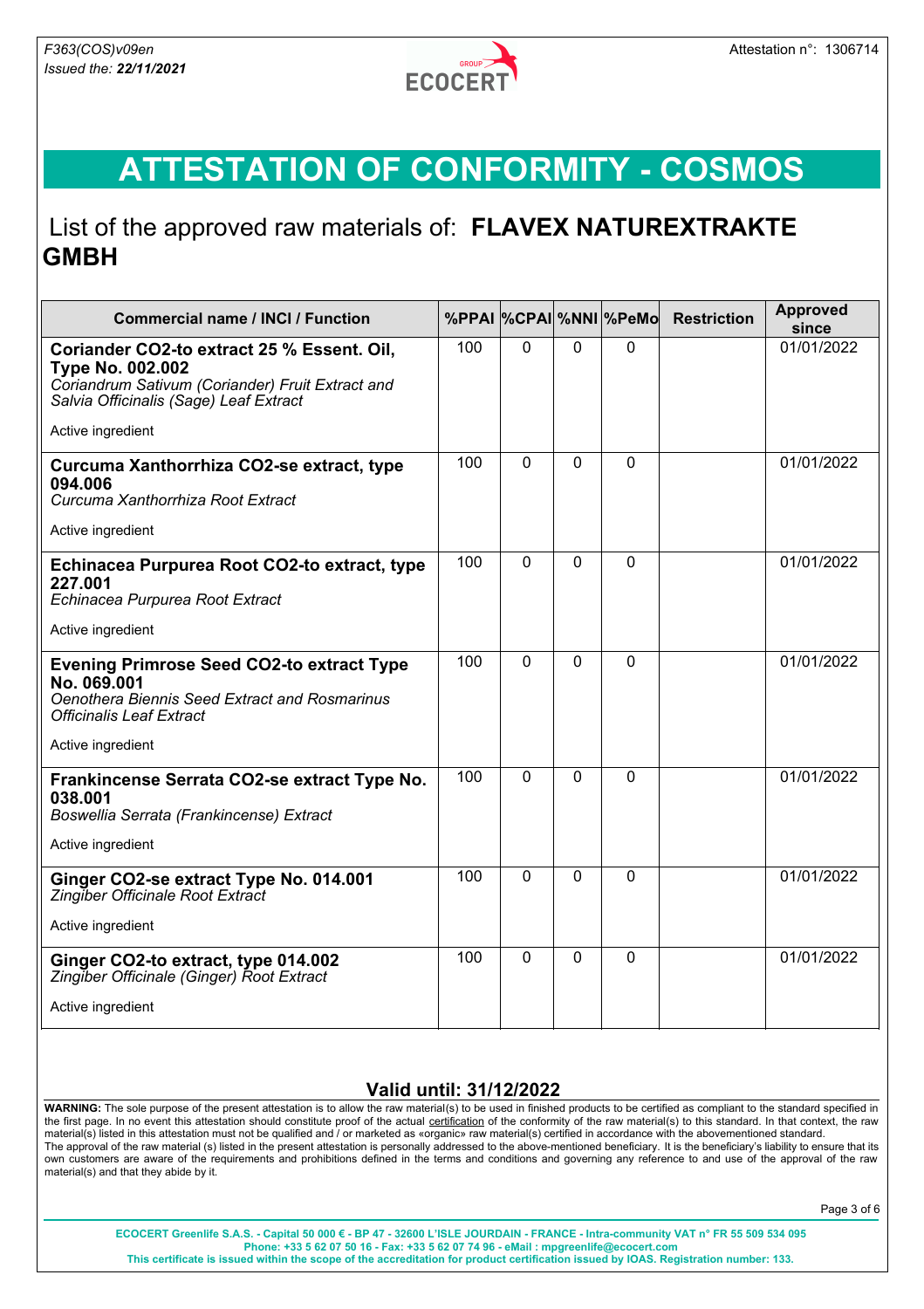F363(COS)v09en
*Issued the: **22/11/2021***

Attestation n°: 1306714

# ATTESTATION OF CONFORMITY - COSMOS

## List of the approved raw materials of: **FLAVEX NATUREXTRAKTE GMBH**

| Commercial name / INCI / Function | %PPAI | %CPAI | %NNI | %PeMo | Restriction | Approved since |
|---|---|---|---|---|---|---|
| **Coriander CO2-to extract 25 % Essent. Oil, Type No. 002.002**<br>*Coriandrum Sativum (Coriander) Fruit Extract and Salvia Officinalis (Sage) Leaf Extract*<br>Active ingredient | 100 | 0 | 0 | 0 | | 01/01/2022 |
| **Curcuma Xanthorrhiza CO2-se extract, type 094.006**<br>*Curcuma Xanthorrhiza Root Extract*<br>Active ingredient | 100 | 0 | 0 | 0 | | 01/01/2022 |
| **Echinacea Purpurea Root CO2-to extract, type 227.001**<br>*Echinacea Purpurea Root Extract*<br>Active ingredient | 100 | 0 | 0 | 0 | | 01/01/2022 |
| **Evening Primrose Seed CO2-to extract Type No. 069.001**<br>*Oenothera Biennis Seed Extract and Rosmarinus Officinalis Leaf Extract*<br>Active ingredient | 100 | 0 | 0 | 0 | | 01/01/2022 |
| **Frankincense Serrata CO2-se extract Type No. 038.001**<br>*Boswellia Serrata (Frankincense) Extract*<br>Active ingredient | 100 | 0 | 0 | 0 | | 01/01/2022 |
| **Ginger CO2-se extract Type No. 014.001**<br>*Zingiber Officinale Root Extract*<br>Active ingredient | 100 | 0 | 0 | 0 | | 01/01/2022 |
| **Ginger CO2-to extract, type 014.002**<br>*Zingiber Officinale (Ginger) Root Extract*<br>Active ingredient | 100 | 0 | 0 | 0 | | 01/01/2022 |

**Valid until: 31/12/2022**

**WARNING:** The sole purpose of the present attestation is to allow the raw material(s) to be used in finished products to be certified as compliant to the standard specified in the first page. In no event this attestation should constitute proof of the actual certification of the conformity of the raw material(s) to this standard. In that context, the raw material(s) listed in this attestation must not be qualified and / or marketed as «organic» raw material(s) certified in accordance with the abovementioned standard.
The approval of the raw material (s) listed in the present attestation is personally addressed to the above-mentioned beneficiary. It is the beneficiary's liability to ensure that its own customers are aware of the requirements and prohibitions defined in the terms and conditions and governing any reference to and use of the approval of the raw material(s) and that they abide by it.

**ECOCERT Greenlife S.A.S. - Capital 50 000 € - BP 47 - 32600 L'ISLE JOURDAIN - FRANCE - Intra-community VAT n° FR 55 509 534 095**
**Phone: +33 5 62 07 50 16 - Fax: +33 5 62 07 74 96 - eMail : mpgreenlife@ecocert.com**
**This certificate is issued within the scope of the accreditation for product certification issued by IOAS. Registration number: 133.**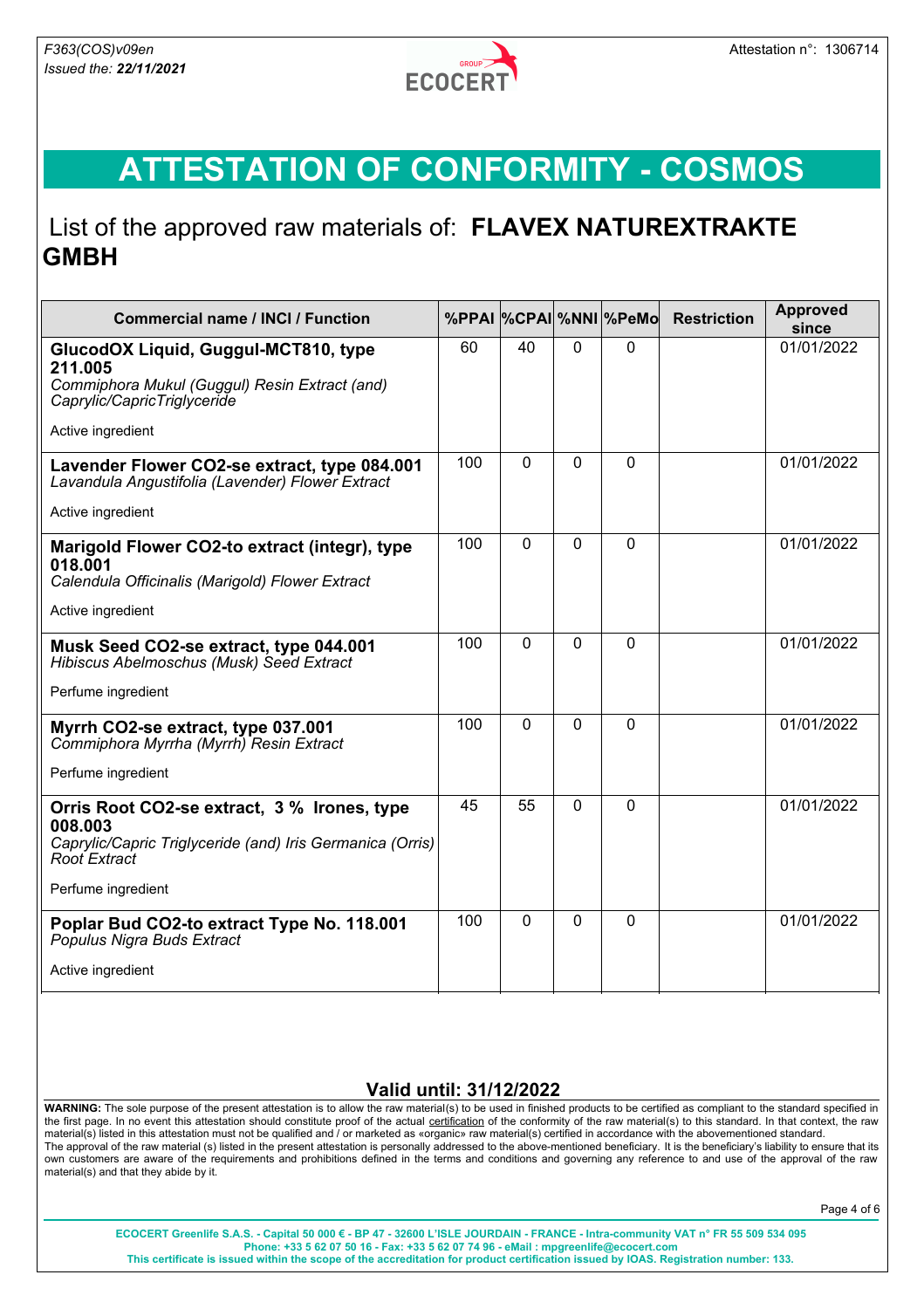F363(COS)v09en
*Issued the:* ***22/11/2021***

Attestation n°: 1306714

# ATTESTATION OF CONFORMITY - COSMOS

## List of the approved raw materials of: **FLAVEX NATUREXTRAKTE GMBH**

| Commercial name / INCI / Function | %PPAI | %CPAI | %NNI | %PeMo | Restriction | Approved since |
|---|---|---|---|---|---|---|
| **GlucodOX Liquid, Guggul-MCT810, type 211.005**<br>*Commiphora Mukul (Guggul) Resin Extract (and) Caprylic/CapricTriglyceride*<br>Active ingredient | 60 | 40 | 0 | 0 | | 01/01/2022 |
| **Lavender Flower CO2-se extract, type 084.001**<br>*Lavandula Angustifolia (Lavender) Flower Extract*<br>Active ingredient | 100 | 0 | 0 | 0 | | 01/01/2022 |
| **Marigold Flower CO2-to extract (integr), type 018.001**<br>*Calendula Officinalis (Marigold) Flower Extract*<br>Active ingredient | 100 | 0 | 0 | 0 | | 01/01/2022 |
| **Musk Seed CO2-se extract, type 044.001**<br>*Hibiscus Abelmoschus (Musk) Seed Extract*<br>Perfume ingredient | 100 | 0 | 0 | 0 | | 01/01/2022 |
| **Myrrh CO2-se extract, type 037.001**<br>*Commiphora Myrrha (Myrrh) Resin Extract*<br>Perfume ingredient | 100 | 0 | 0 | 0 | | 01/01/2022 |
| **Orris Root CO2-se extract, 3 % Irones, type 008.003**<br>*Caprylic/Capric Triglyceride (and) Iris Germanica (Orris) Root Extract*<br>Perfume ingredient | 45 | 55 | 0 | 0 | | 01/01/2022 |
| **Poplar Bud CO2-to extract Type No. 118.001**<br>*Populus Nigra Buds Extract*<br>Active ingredient | 100 | 0 | 0 | 0 | | 01/01/2022 |

**Valid until: 31/12/2022**

**WARNING:** The sole purpose of the present attestation is to allow the raw material(s) to be used in finished products to be certified as compliant to the standard specified in the first page. In no event this attestation should constitute proof of the actual certification of the conformity of the raw material(s) to this standard. In that context, the raw material(s) listed in this attestation must not be qualified and / or marketed as «organic» raw material(s) certified in accordance with the abovementioned standard.
The approval of the raw material (s) listed in the present attestation is personally addressed to the above-mentioned beneficiary. It is the beneficiary's liability to ensure that its own customers are aware of the requirements and prohibitions defined in the terms and conditions and governing any reference to and use of the approval of the raw material(s) and that they abide by it.

**ECOCERT Greenlife S.A.S. - Capital 50 000 € - BP 47 - 32600 L'ISLE JOURDAIN - FRANCE - Intra-community VAT n° FR 55 509 534 095**
**Phone: +33 5 62 07 50 16 - Fax: +33 5 62 07 74 96 - eMail : mpgreenlife@ecocert.com**
**This certificate is issued within the scope of the accreditation for product certification issued by IOAS. Registration number: 133.**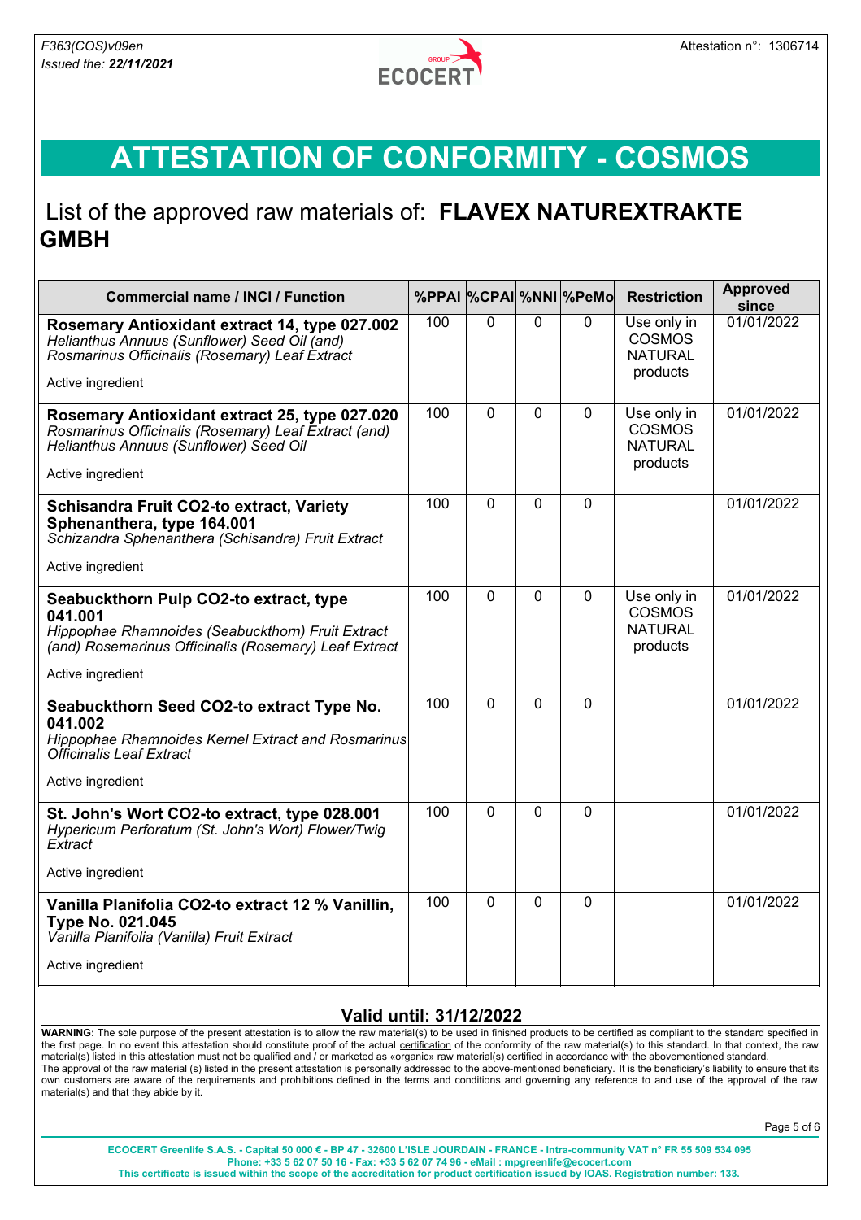F363(COS)v09en
*Issued the: **22/11/2021***

Attestation n°: 1306714

# ATTESTATION OF CONFORMITY - COSMOS

## List of the approved raw materials of: **FLAVEX NATUREXTRAKTE GMBH**

| Commercial name / INCI / Function | %PPAI | %CPAI | %NNI | %PeMo | Restriction | Approved since |
|---|---|---|---|---|---|---|
| **Rosemary Antioxidant extract 14, type 027.002**<br>*Helianthus Annuus (Sunflower) Seed Oil (and) Rosmarinus Officinalis (Rosemary) Leaf Extract*<br>Active ingredient | 100 | 0 | 0 | 0 | Use only in COSMOS NATURAL products | 01/01/2022 |
| **Rosemary Antioxidant extract 25, type 027.020**<br>*Rosmarinus Officinalis (Rosemary) Leaf Extract (and) Helianthus Annuus (Sunflower) Seed Oil*<br>Active ingredient | 100 | 0 | 0 | 0 | Use only in COSMOS NATURAL products | 01/01/2022 |
| **Schisandra Fruit CO2-to extract, Variety Sphenanthera, type 164.001**<br>*Schizandra Sphenanthera (Schisandra) Fruit Extract*<br>Active ingredient | 100 | 0 | 0 | 0 | | 01/01/2022 |
| **Seabuckthorn Pulp CO2-to extract, type 041.001**<br>*Hippophae Rhamnoides (Seabuckthorn) Fruit Extract (and) Rosemarinus Officinalis (Rosemary) Leaf Extract*<br>Active ingredient | 100 | 0 | 0 | 0 | Use only in COSMOS NATURAL products | 01/01/2022 |
| **Seabuckthorn Seed CO2-to extract Type No. 041.002**<br>*Hippophae Rhamnoides Kernel Extract and Rosmarinus Officinalis Leaf Extract*<br>Active ingredient | 100 | 0 | 0 | 0 | | 01/01/2022 |
| **St. John's Wort CO2-to extract, type 028.001**<br>*Hypericum Perforatum (St. John's Wort) Flower/Twig Extract*<br>Active ingredient | 100 | 0 | 0 | 0 | | 01/01/2022 |
| **Vanilla Planifolia CO2-to extract 12 % Vanillin, Type No. 021.045**<br>*Vanilla Planifolia (Vanilla) Fruit Extract*<br>Active ingredient | 100 | 0 | 0 | 0 | | 01/01/2022 |

### Valid until: 31/12/2022

**WARNING:** The sole purpose of the present attestation is to allow the raw material(s) to be used in finished products to be certified as compliant to the standard specified in the first page. In no event this attestation should constitute proof of the actual certification of the conformity of the raw material(s) to this standard. In that context, the raw material(s) listed in this attestation must not be qualified and / or marketed as «organic» raw material(s) certified in accordance with the abovementioned standard.
The approval of the raw material (s) listed in the present attestation is personally addressed to the above-mentioned beneficiary. It is the beneficiary's liability to ensure that its own customers are aware of the requirements and prohibitions defined in the terms and conditions and governing any reference to and use of the approval of the raw material(s) and that they abide by it.

**ECOCERT Greenlife S.A.S. - Capital 50 000 € - BP 47 - 32600 L'ISLE JOURDAIN - FRANCE - Intra-community VAT n° FR 55 509 534 095**
**Phone: +33 5 62 07 50 16 - Fax: +33 5 62 07 74 96 - eMail : mpgreenlife@ecocert.com**
**This certificate is issued within the scope of the accreditation for product certification issued by IOAS. Registration number: 133.**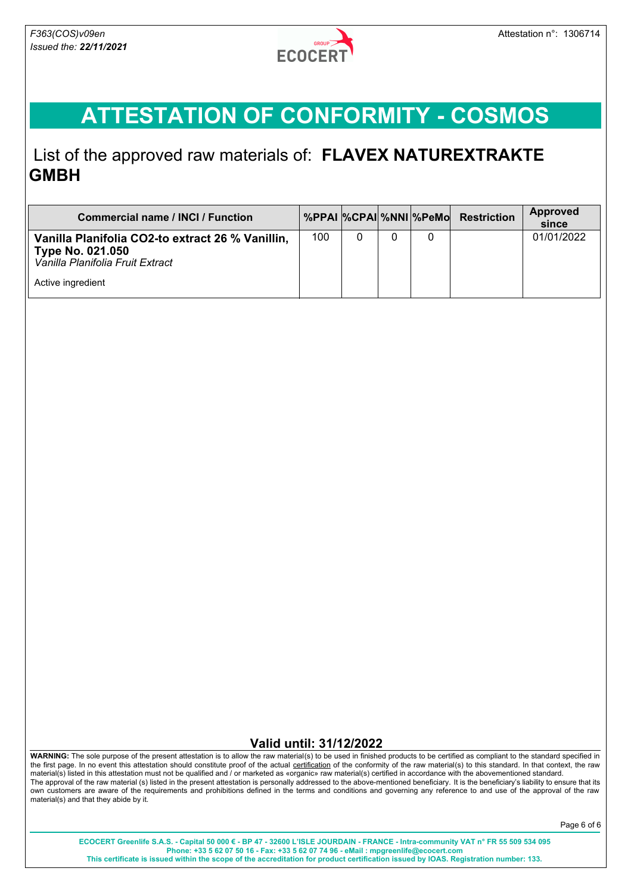# ATTESTATION OF CONFORMITY - COSMOS

## List of the approved raw materials of: **FLAVEX NATUREXTRAKTE GMBH**

| Commercial name / INCI / Function | %PPAI | %CPAI | %NNI | %PeMo | Restriction | Approved since |
|---|---|---|---|---|---|---|
| **Vanilla Planifolia CO2-to extract 26 % Vanillin, Type No. 021.050**<br>*Vanilla Planifolia Fruit Extract*<br><br>Active ingredient | 100 | 0 | 0 | 0 | | 01/01/2022 |

**Valid until: 31/12/2022**

**WARNING:** The sole purpose of the present attestation is to allow the raw material(s) to be used in finished products to be certified as compliant to the standard specified in the first page. In no event this attestation should constitute proof of the actual certification of the conformity of the raw material(s) to this standard. In that context, the raw material(s) listed in this attestation must not be qualified and / or marketed as «organic» raw material(s) certified in accordance with the abovementioned standard.
The approval of the raw material (s) listed in the present attestation is personally addressed to the above-mentioned beneficiary. It is the beneficiary's liability to ensure that its own customers are aware of the requirements and prohibitions defined in the terms and conditions and governing any reference to and use of the approval of the raw material(s) and that they abide by it.